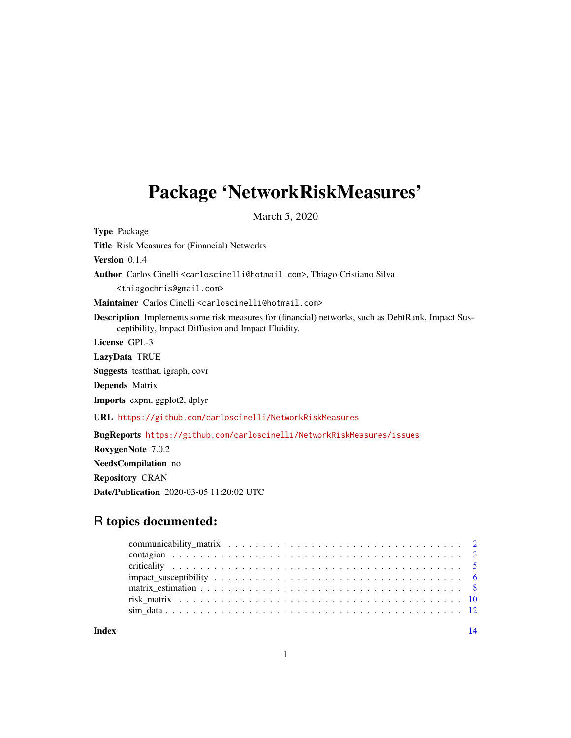# Package 'NetworkRiskMeasures'

March 5, 2020

**Type** Package

**Title** Risk Measures for (Financial) Networks

**Version** 0.1.4

**Author** Carlos Cinelli <carloscinelli@hotmail.com>, Thiago Cristiano Silva <thiagochris@gmail.com>

**Maintainer** Carlos Cinelli <carloscinelli@hotmail.com>

**Description** Implements some risk measures for (financial) networks, such as DebtRank, Impact Susceptibility, Impact Diffusion and Impact Fluidity.

**License** GPL-3

**LazyData** TRUE

**Suggests** testthat, igraph, covr

**Depends** Matrix

**Imports** expm, ggplot2, dplyr

**URL** https://github.com/carloscinelli/NetworkRiskMeasures

**BugReports** https://github.com/carloscinelli/NetworkRiskMeasures/issues

**RoxygenNote** 7.0.2

**NeedsCompilation** no

**Repository** CRAN

**Date/Publication** 2020-03-05 11:20:02 UTC

## R topics documented:

| | |
|---|---|
| communicability_matrix | 2 |
| contagion | 3 |
| criticality | 5 |
| impact_susceptibility | 6 |
| matrix_estimation | 8 |
| risk_matrix | 10 |
| sim_data | 12 |
| **Index** | **14** |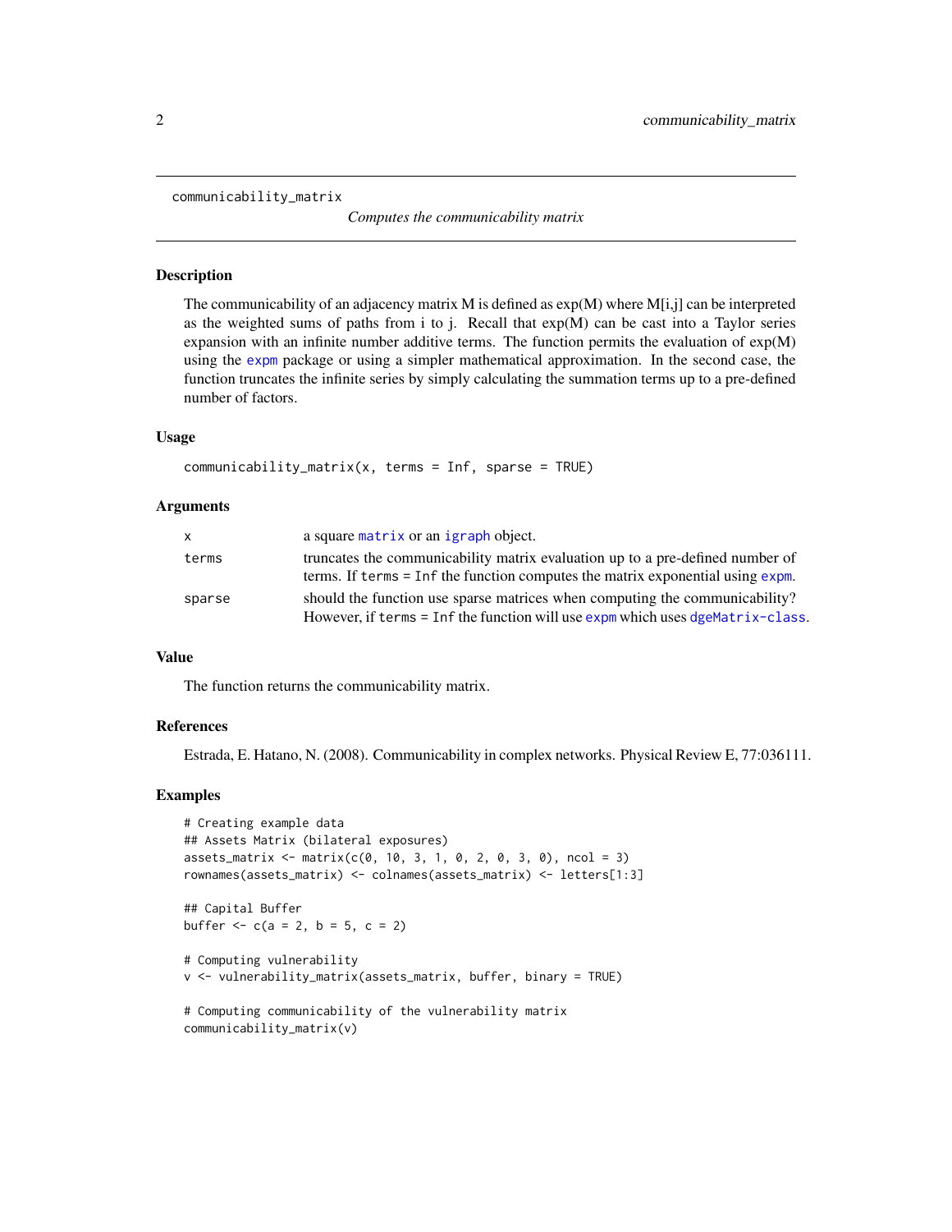# communicability_matrix

*Computes the communicability matrix*

## Description

The communicability of an adjacency matrix M is defined as exp(M) where M[i,j] can be interpreted as the weighted sums of paths from i to j. Recall that exp(M) can be cast into a Taylor series expansion with an infinite number additive terms. The function permits the evaluation of exp(M) using the expm package or using a simpler mathematical approximation. In the second case, the function truncates the infinite series by simply calculating the summation terms up to a pre-defined number of factors.

## Usage

```
communicability_matrix(x, terms = Inf, sparse = TRUE)
```

## Arguments

| | |
|---|---|
| x | a square matrix or an igraph object. |
| terms | truncates the communicability matrix evaluation up to a pre-defined number of terms. If `terms = Inf` the function computes the matrix exponential using expm. |
| sparse | should the function use sparse matrices when computing the communicability? However, if `terms = Inf` the function will use expm which uses dgeMatrix-class. |

## Value

The function returns the communicability matrix.

## References

Estrada, E. Hatano, N. (2008). Communicability in complex networks. Physical Review E, 77:036111.

## Examples

```
# Creating example data
## Assets Matrix (bilateral exposures)
assets_matrix <- matrix(c(0, 10, 3, 1, 0, 2, 0, 3, 0), ncol = 3)
rownames(assets_matrix) <- colnames(assets_matrix) <- letters[1:3]

## Capital Buffer
buffer <- c(a = 2, b = 5, c = 2)

# Computing vulnerability
v <- vulnerability_matrix(assets_matrix, buffer, binary = TRUE)

# Computing communicability of the vulnerability matrix
communicability_matrix(v)
```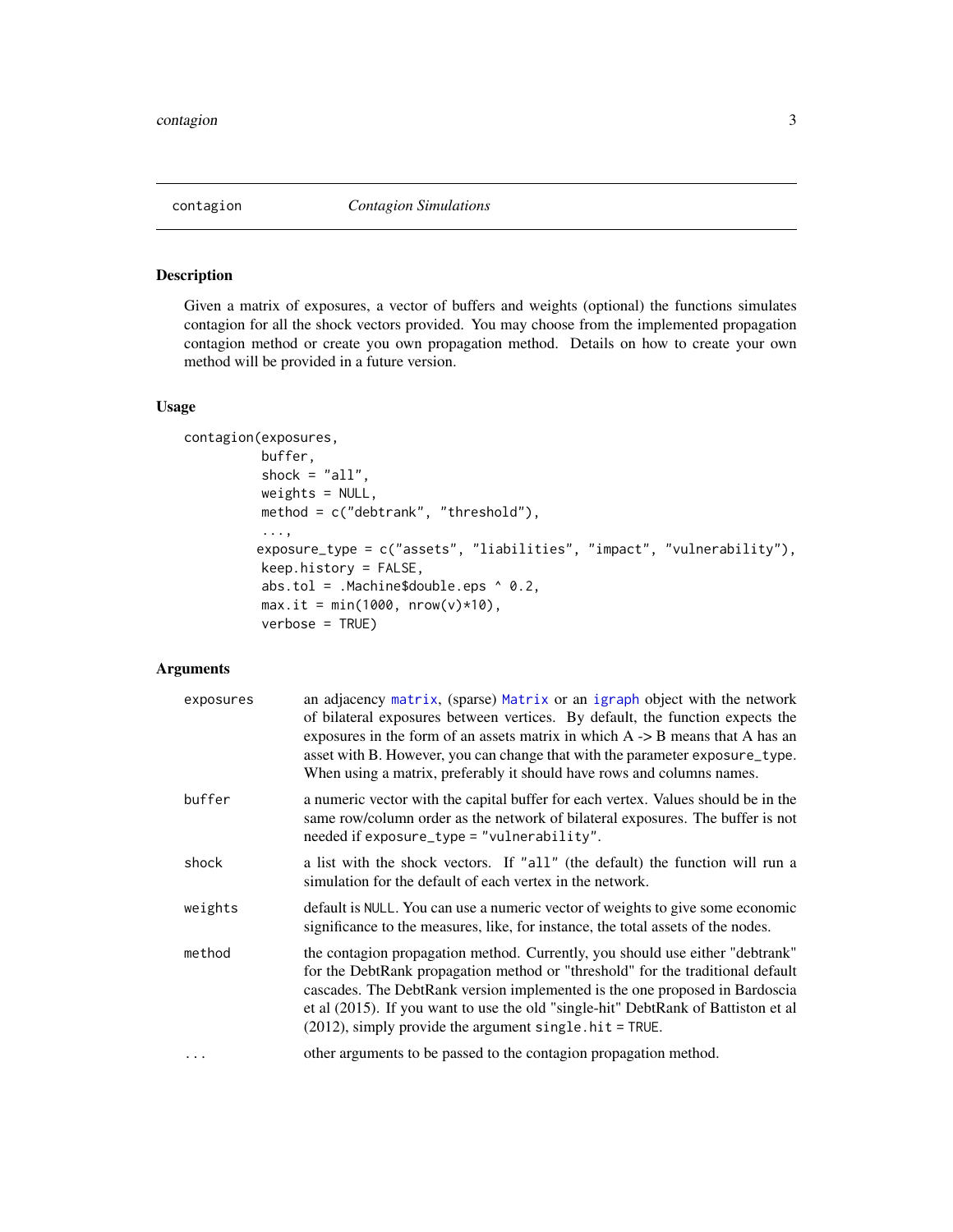## contagion — *Contagion Simulations*

### Description

Given a matrix of exposures, a vector of buffers and weights (optional) the functions simulates contagion for all the shock vectors provided. You may choose from the implemented propagation contagion method or create you own propagation method. Details on how to create your own method will be provided in a future version.

### Usage

```
contagion(exposures,
          buffer,
          shock = "all",
          weights = NULL,
          method = c("debtrank", "threshold"),
          ...,
          exposure_type = c("assets", "liabilities", "impact", "vulnerability"),
          keep.history = FALSE,
          abs.tol = .Machine$double.eps ^ 0.2,
          max.it = min(1000, nrow(v)*10),
          verbose = TRUE)
```

### Arguments

| | |
|---|---|
| `exposures` | an adjacency matrix, (sparse) Matrix or an igraph object with the network of bilateral exposures between vertices. By default, the function expects the exposures in the form of an assets matrix in which A -> B means that A has an asset with B. However, you can change that with the parameter `exposure_type`. When using a matrix, preferably it should have rows and columns names. |
| `buffer` | a numeric vector with the capital buffer for each vertex. Values should be in the same row/column order as the network of bilateral exposures. The buffer is not needed if `exposure_type = "vulnerability"`. |
| `shock` | a list with the shock vectors. If `"all"` (the default) the function will run a simulation for the default of each vertex in the network. |
| `weights` | default is `NULL`. You can use a numeric vector of weights to give some economic significance to the measures, like, for instance, the total assets of the nodes. |
| `method` | the contagion propagation method. Currently, you should use either "debtrank" for the DebtRank propagation method or "threshold" for the traditional default cascades. The DebtRank version implemented is the one proposed in Bardoscia et al (2015). If you want to use the old "single-hit" DebtRank of Battiston et al (2012), simply provide the argument `single.hit = TRUE`. |
| `...` | other arguments to be passed to the contagion propagation method. |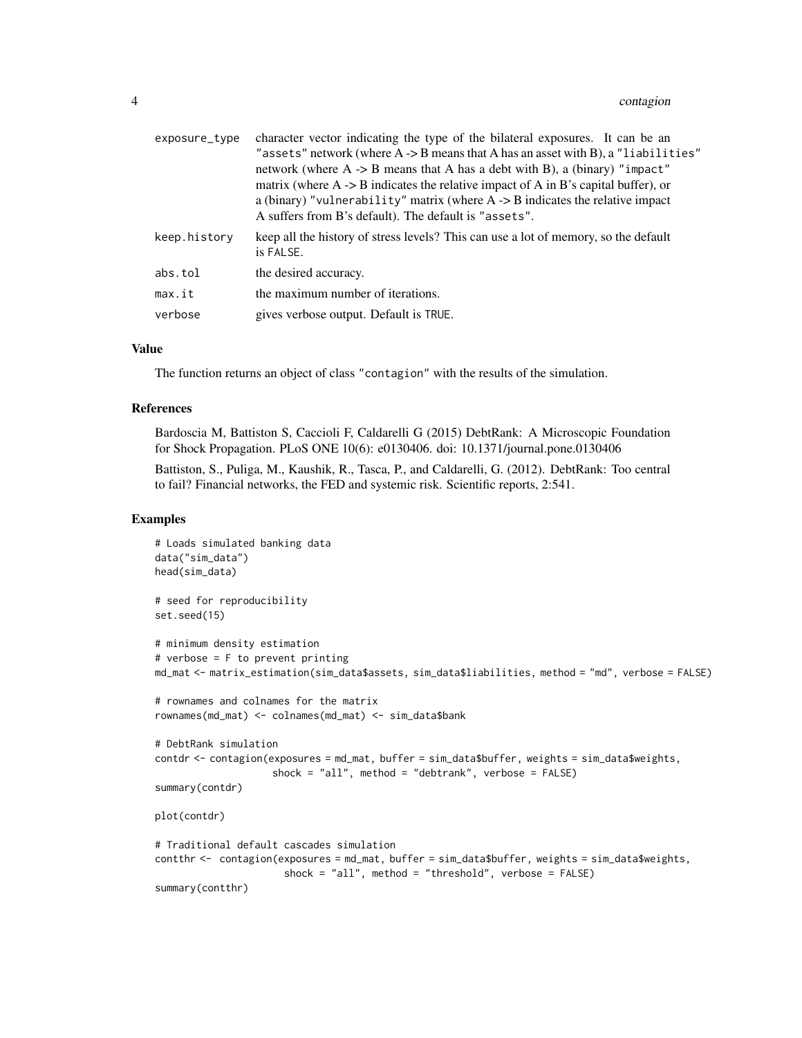| | |
|---|---|
| `exposure_type` | character vector indicating the type of the bilateral exposures. It can be an `"assets"` network (where A -> B means that A has an asset with B), a `"liabilities"` network (where A -> B means that A has a debt with B), a (binary) `"impact"` matrix (where A -> B indicates the relative impact of A in B's capital buffer), or a (binary) `"vulnerability"` matrix (where A -> B indicates the relative impact A suffers from B's default). The default is `"assets"`. |
| `keep.history` | keep all the history of stress levels? This can use a lot of memory, so the default is `FALSE`. |
| `abs.tol` | the desired accuracy. |
| `max.it` | the maximum number of iterations. |
| `verbose` | gives verbose output. Default is `TRUE`. |

### Value

The function returns an object of class `"contagion"` with the results of the simulation.

### References

Bardoscia M, Battiston S, Caccioli F, Caldarelli G (2015) DebtRank: A Microscopic Foundation for Shock Propagation. PLoS ONE 10(6): e0130406. doi: 10.1371/journal.pone.0130406

Battiston, S., Puliga, M., Kaushik, R., Tasca, P., and Caldarelli, G. (2012). DebtRank: Too central to fail? Financial networks, the FED and systemic risk. Scientific reports, 2:541.

### Examples

```
# Loads simulated banking data
data("sim_data")
head(sim_data)

# seed for reproducibility
set.seed(15)

# minimum density estimation
# verbose = F to prevent printing
md_mat <- matrix_estimation(sim_data$assets, sim_data$liabilities, method = "md", verbose = FALSE)

# rownames and colnames for the matrix
rownames(md_mat) <- colnames(md_mat) <- sim_data$bank

# DebtRank simulation
contdr <- contagion(exposures = md_mat, buffer = sim_data$buffer, weights = sim_data$weights,
                    shock = "all", method = "debtrank", verbose = FALSE)
summary(contdr)

plot(contdr)

# Traditional default cascades simulation
contthr <-  contagion(exposures = md_mat, buffer = sim_data$buffer, weights = sim_data$weights,
                      shock = "all", method = "threshold", verbose = FALSE)
summary(contthr)
```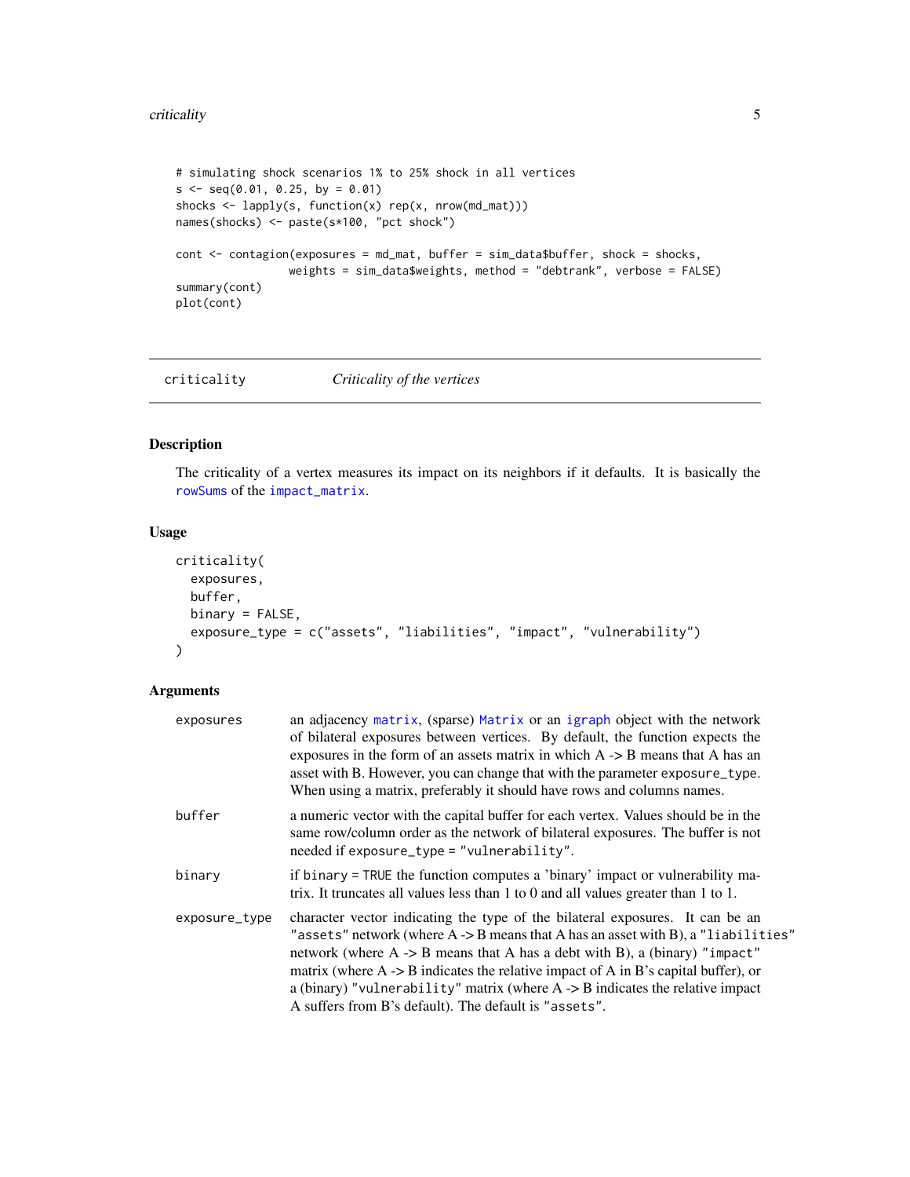```
# simulating shock scenarios 1% to 25% shock in all vertices
s <- seq(0.01, 0.25, by = 0.01)
shocks <- lapply(s, function(x) rep(x, nrow(md_mat)))
names(shocks) <- paste(s*100, "pct shock")

cont <- contagion(exposures = md_mat, buffer = sim_data$buffer, shock = shocks,
                  weights = sim_data$weights, method = "debtrank", verbose = FALSE)
summary(cont)
plot(cont)
```

---

## criticality — *Criticality of the vertices*

---

### Description

The criticality of a vertex measures its impact on its neighbors if it defaults. It is basically the `rowSums` of the `impact_matrix`.

### Usage

```
criticality(
  exposures,
  buffer,
  binary = FALSE,
  exposure_type = c("assets", "liabilities", "impact", "vulnerability")
)
```

### Arguments

| | |
|---|---|
| `exposures` | an adjacency `matrix`, (sparse) `Matrix` or an `igraph` object with the network of bilateral exposures between vertices. By default, the function expects the exposures in the form of an assets matrix in which A -> B means that A has an asset with B. However, you can change that with the parameter `exposure_type`. When using a matrix, preferably it should have rows and columns names. |
| `buffer` | a numeric vector with the capital buffer for each vertex. Values should be in the same row/column order as the network of bilateral exposures. The buffer is not needed if `exposure_type = "vulnerability"`. |
| `binary` | if `binary = TRUE` the function computes a 'binary' impact or vulnerability matrix. It truncates all values less than 1 to 0 and all values greater than 1 to 1. |
| `exposure_type` | character vector indicating the type of the bilateral exposures. It can be an `"assets"` network (where A -> B means that A has an asset with B), a `"liabilities"` network (where A -> B means that A has a debt with B), a (binary) `"impact"` matrix (where A -> B indicates the relative impact of A in B's capital buffer), or a (binary) `"vulnerability"` matrix (where A -> B indicates the relative impact A suffers from B's default). The default is `"assets"`. |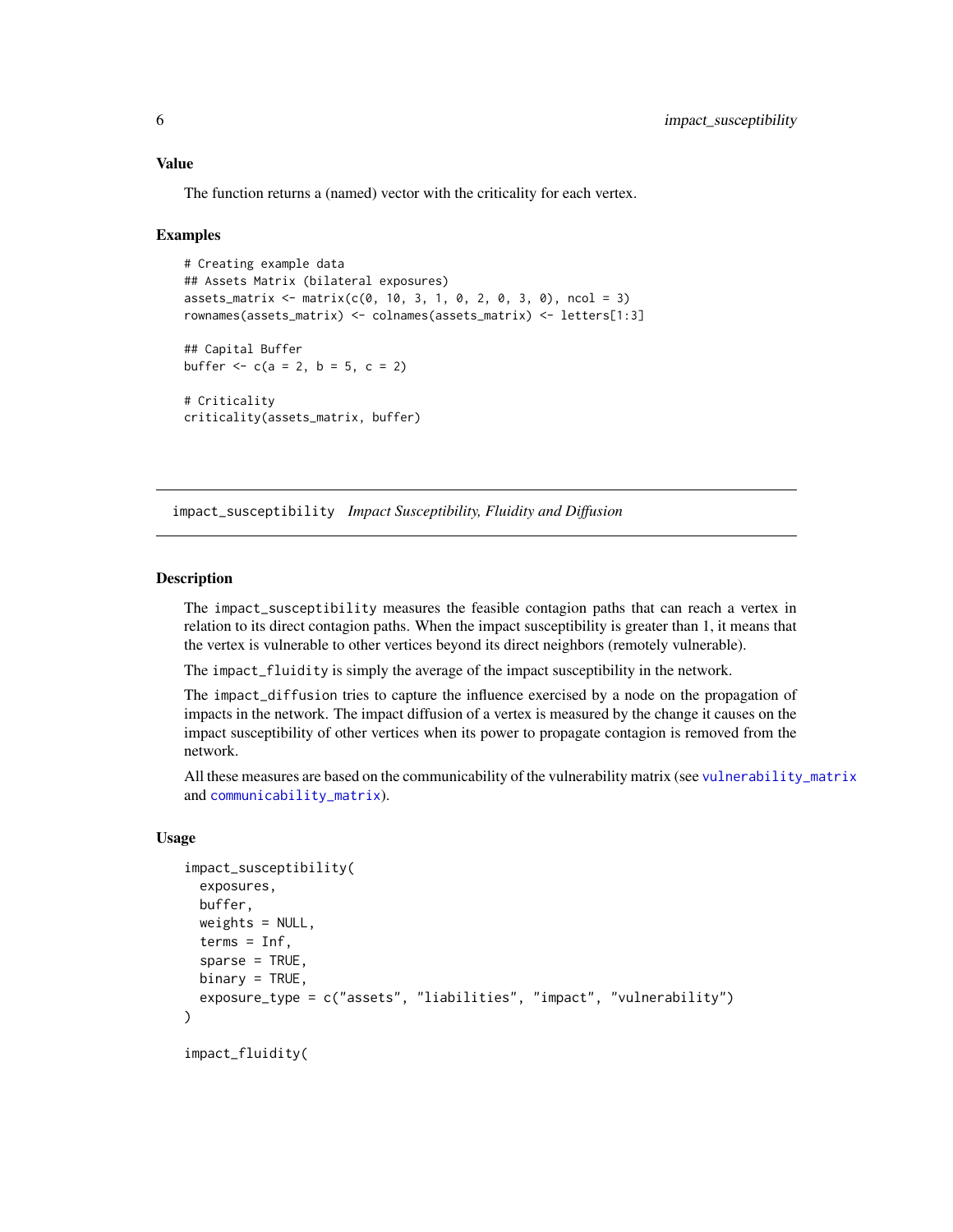### Value

The function returns a (named) vector with the criticality for each vertex.

### Examples

```
# Creating example data
## Assets Matrix (bilateral exposures)
assets_matrix <- matrix(c(0, 10, 3, 1, 0, 2, 0, 3, 0), ncol = 3)
rownames(assets_matrix) <- colnames(assets_matrix) <- letters[1:3]

## Capital Buffer
buffer <- c(a = 2, b = 5, c = 2)

# Criticality
criticality(assets_matrix, buffer)
```

---

## impact_susceptibility *Impact Susceptibility, Fluidity and Diffusion*

---

### Description

The `impact_susceptibility` measures the feasible contagion paths that can reach a vertex in relation to its direct contagion paths. When the impact susceptibility is greater than 1, it means that the vertex is vulnerable to other vertices beyond its direct neighbors (remotely vulnerable).

The `impact_fluidity` is simply the average of the impact susceptibility in the network.

The `impact_diffusion` tries to capture the influence exercised by a node on the propagation of impacts in the network. The impact diffusion of a vertex is measured by the change it causes on the impact susceptibility of other vertices when its power to propagate contagion is removed from the network.

All these measures are based on the communicability of the vulnerability matrix (see `vulnerability_matrix` and `communicability_matrix`).

### Usage

```
impact_susceptibility(
  exposures,
  buffer,
  weights = NULL,
  terms = Inf,
  sparse = TRUE,
  binary = TRUE,
  exposure_type = c("assets", "liabilities", "impact", "vulnerability")
)

impact_fluidity(
```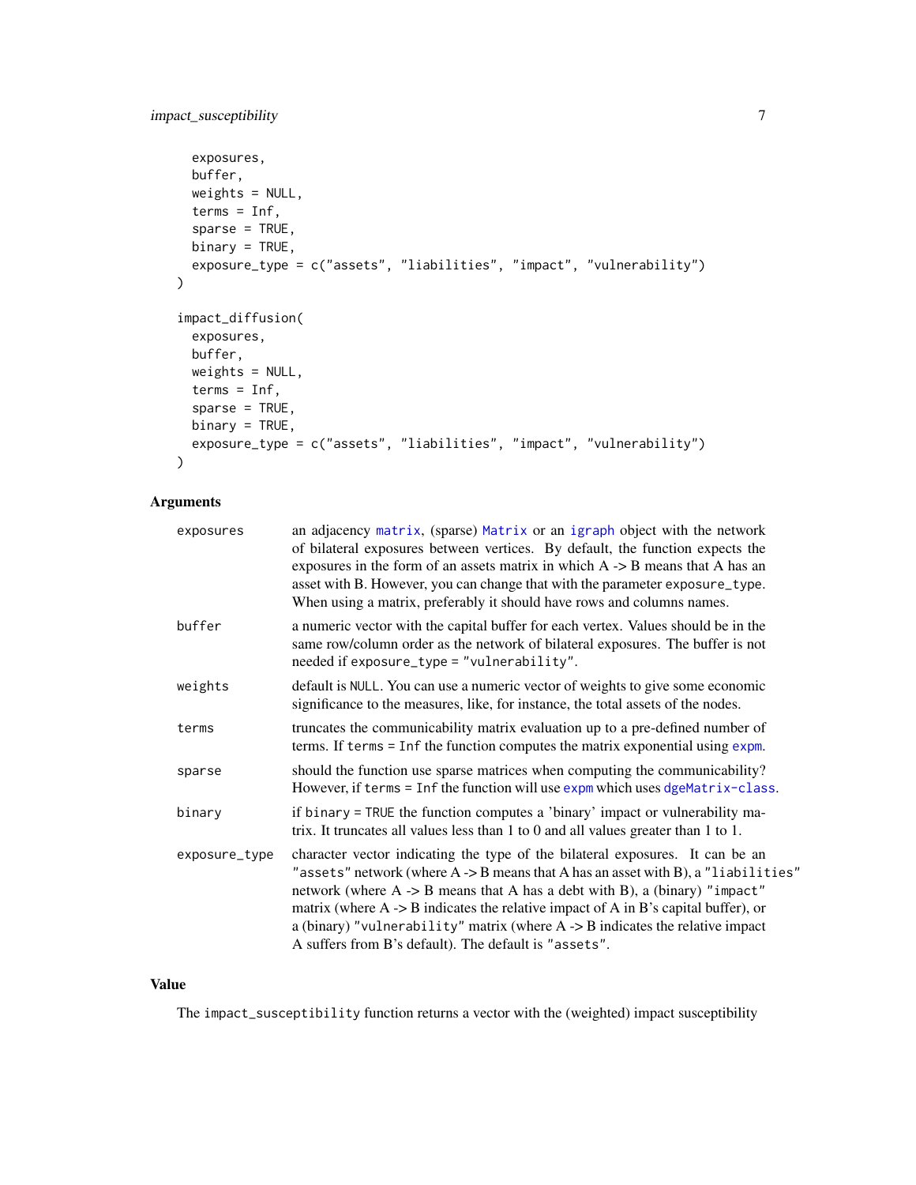```
  exposures,
  buffer,
  weights = NULL,
  terms = Inf,
  sparse = TRUE,
  binary = TRUE,
  exposure_type = c("assets", "liabilities", "impact", "vulnerability")
)

impact_diffusion(
  exposures,
  buffer,
  weights = NULL,
  terms = Inf,
  sparse = TRUE,
  binary = TRUE,
  exposure_type = c("assets", "liabilities", "impact", "vulnerability")
)
```

## Arguments

| | |
|---|---|
| `exposures` | an adjacency `matrix`, (sparse) `Matrix` or an `igraph` object with the network of bilateral exposures between vertices. By default, the function expects the exposures in the form of an assets matrix in which A -> B means that A has an asset with B. However, you can change that with the parameter `exposure_type`. When using a matrix, preferably it should have rows and columns names. |
| `buffer` | a numeric vector with the capital buffer for each vertex. Values should be in the same row/column order as the network of bilateral exposures. The buffer is not needed if `exposure_type = "vulnerability"`. |
| `weights` | default is `NULL`. You can use a numeric vector of weights to give some economic significance to the measures, like, for instance, the total assets of the nodes. |
| `terms` | truncates the communicability matrix evaluation up to a pre-defined number of terms. If `terms = Inf` the function computes the matrix exponential using `expm`. |
| `sparse` | should the function use sparse matrices when computing the communicability? However, if `terms = Inf` the function will use `expm` which uses `dgeMatrix-class`. |
| `binary` | if `binary = TRUE` the function computes a 'binary' impact or vulnerability matrix. It truncates all values less than 1 to 0 and all values greater than 1 to 1. |
| `exposure_type` | character vector indicating the type of the bilateral exposures. It can be an `"assets"` network (where A -> B means that A has an asset with B), a `"liabilities"` network (where A -> B means that A has a debt with B), a (binary) `"impact"` matrix (where A -> B indicates the relative impact of A in B's capital buffer), or a (binary) `"vulnerability"` matrix (where A -> B indicates the relative impact A suffers from B's default). The default is `"assets"`. |

## Value

The `impact_susceptibility` function returns a vector with the (weighted) impact susceptibility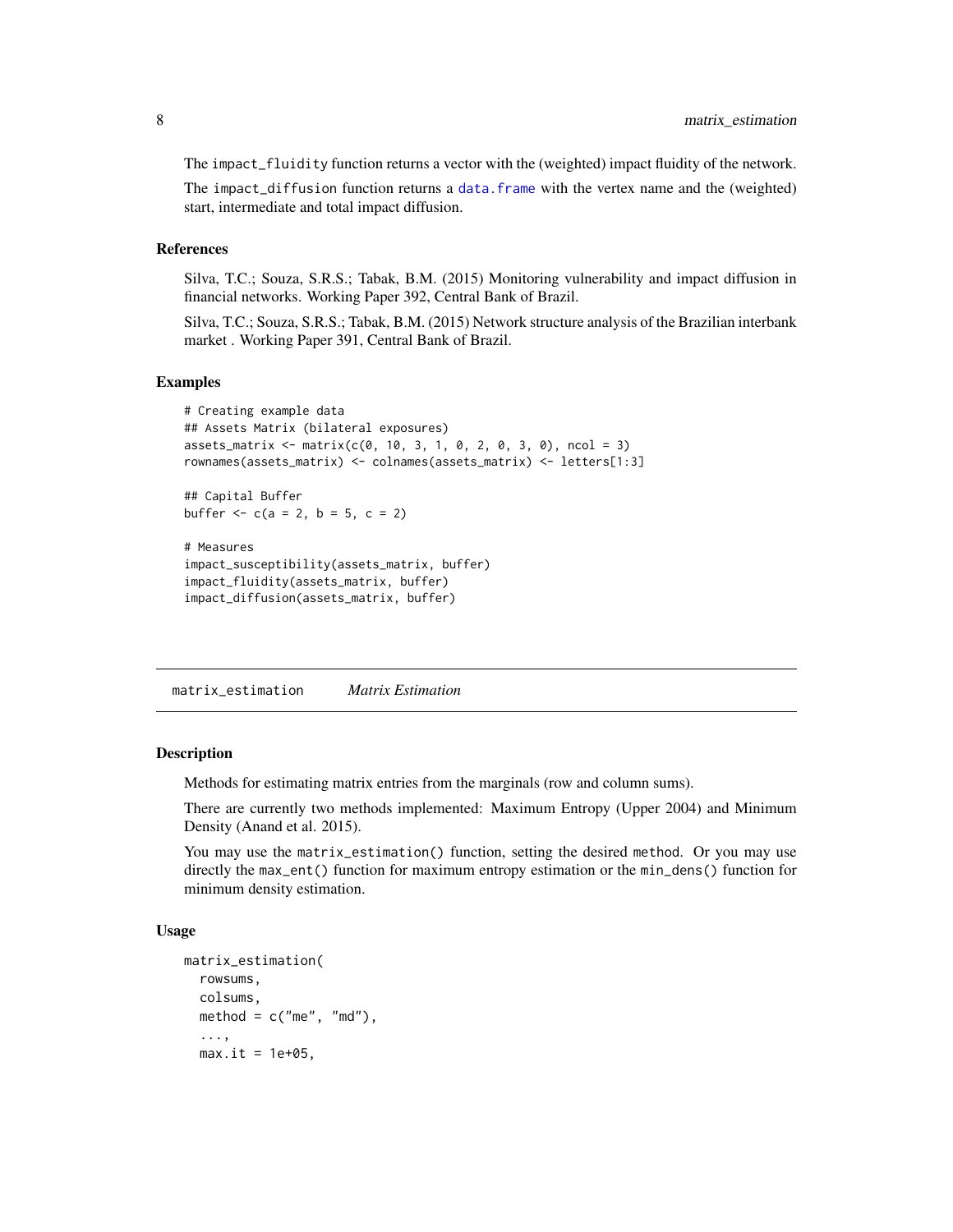The `impact_fluidity` function returns a vector with the (weighted) impact fluidity of the network.

The `impact_diffusion` function returns a data.frame with the vertex name and the (weighted) start, intermediate and total impact diffusion.

### References

Silva, T.C.; Souza, S.R.S.; Tabak, B.M. (2015) Monitoring vulnerability and impact diffusion in financial networks. Working Paper 392, Central Bank of Brazil.

Silva, T.C.; Souza, S.R.S.; Tabak, B.M. (2015) Network structure analysis of the Brazilian interbank market . Working Paper 391, Central Bank of Brazil.

### Examples

```
# Creating example data
## Assets Matrix (bilateral exposures)
assets_matrix <- matrix(c(0, 10, 3, 1, 0, 2, 0, 3, 0), ncol = 3)
rownames(assets_matrix) <- colnames(assets_matrix) <- letters[1:3]

## Capital Buffer
buffer <- c(a = 2, b = 5, c = 2)

# Measures
impact_susceptibility(assets_matrix, buffer)
impact_fluidity(assets_matrix, buffer)
impact_diffusion(assets_matrix, buffer)
```

---

## matrix_estimation *Matrix Estimation*

### Description

Methods for estimating matrix entries from the marginals (row and column sums).

There are currently two methods implemented: Maximum Entropy (Upper 2004) and Minimum Density (Anand et al. 2015).

You may use the `matrix_estimation()` function, setting the desired `method`. Or you may use directly the `max_ent()` function for maximum entropy estimation or the `min_dens()` function for minimum density estimation.

### Usage

```
matrix_estimation(
  rowsums,
  colsums,
  method = c("me", "md"),
  ...,
  max.it = 1e+05,
```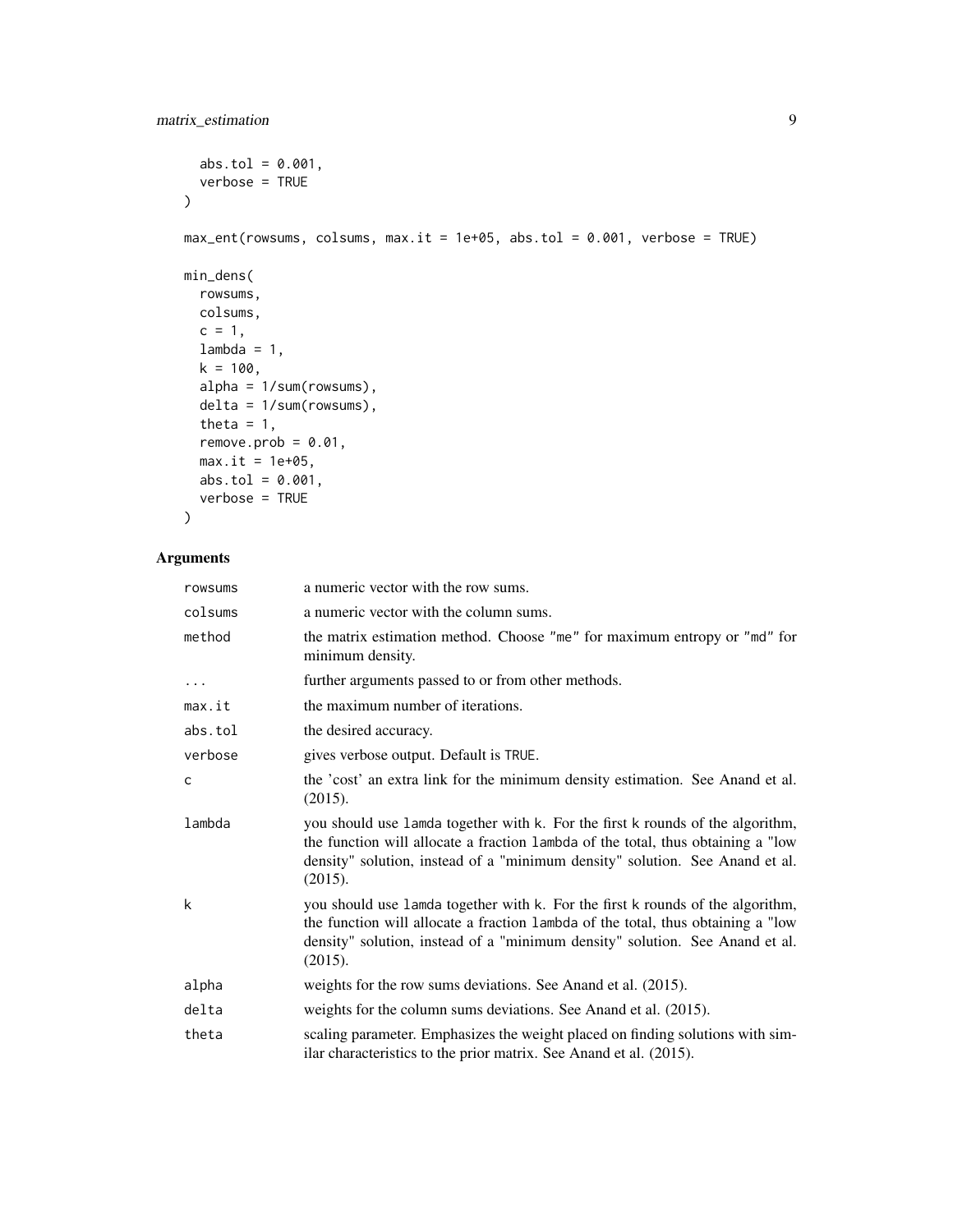```
  abs.tol = 0.001,
  verbose = TRUE
)

max_ent(rowsums, colsums, max.it = 1e+05, abs.tol = 0.001, verbose = TRUE)

min_dens(
  rowsums,
  colsums,
  c = 1,
  lambda = 1,
  k = 100,
  alpha = 1/sum(rowsums),
  delta = 1/sum(rowsums),
  theta = 1,
  remove.prob = 0.01,
  max.it = 1e+05,
  abs.tol = 0.001,
  verbose = TRUE
)
```

## Arguments

| | |
|---|---|
| rowsums | a numeric vector with the row sums. |
| colsums | a numeric vector with the column sums. |
| method | the matrix estimation method. Choose "me" for maximum entropy or "md" for minimum density. |
| ... | further arguments passed to or from other methods. |
| max.it | the maximum number of iterations. |
| abs.tol | the desired accuracy. |
| verbose | gives verbose output. Default is TRUE. |
| c | the 'cost' an extra link for the minimum density estimation. See Anand et al. (2015). |
| lambda | you should use lamda together with k. For the first k rounds of the algorithm, the function will allocate a fraction lambda of the total, thus obtaining a "low density" solution, instead of a "minimum density" solution. See Anand et al. (2015). |
| k | you should use lamda together with k. For the first k rounds of the algorithm, the function will allocate a fraction lambda of the total, thus obtaining a "low density" solution, instead of a "minimum density" solution. See Anand et al. (2015). |
| alpha | weights for the row sums deviations. See Anand et al. (2015). |
| delta | weights for the column sums deviations. See Anand et al. (2015). |
| theta | scaling parameter. Emphasizes the weight placed on finding solutions with similar characteristics to the prior matrix. See Anand et al. (2015). |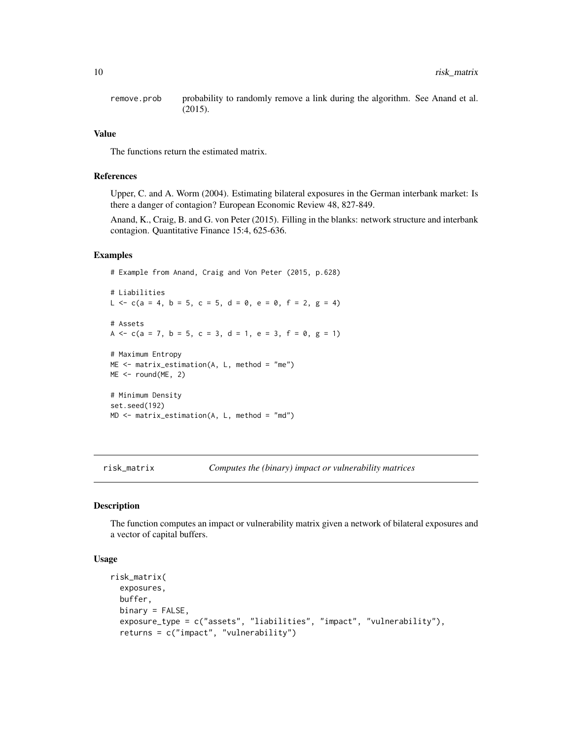remove.prob — probability to randomly remove a link during the algorithm. See Anand et al. (2015).

### Value

The functions return the estimated matrix.

### References

Upper, C. and A. Worm (2004). Estimating bilateral exposures in the German interbank market: Is there a danger of contagion? European Economic Review 48, 827-849.

Anand, K., Craig, B. and G. von Peter (2015). Filling in the blanks: network structure and interbank contagion. Quantitative Finance 15:4, 625-636.

### Examples

```
# Example from Anand, Craig and Von Peter (2015, p.628)

# Liabilities
L <- c(a = 4, b = 5, c = 5, d = 0, e = 0, f = 2, g = 4)

# Assets
A <- c(a = 7, b = 5, c = 3, d = 1, e = 3, f = 0, g = 1)

# Maximum Entropy
ME <- matrix_estimation(A, L, method = "me")
ME <- round(ME, 2)

# Minimum Density
set.seed(192)
MD <- matrix_estimation(A, L, method = "md")
```

---

## risk_matrix — *Computes the (binary) impact or vulnerability matrices*

### Description

The function computes an impact or vulnerability matrix given a network of bilateral exposures and a vector of capital buffers.

### Usage

```
risk_matrix(
  exposures,
  buffer,
  binary = FALSE,
  exposure_type = c("assets", "liabilities", "impact", "vulnerability"),
  returns = c("impact", "vulnerability")
```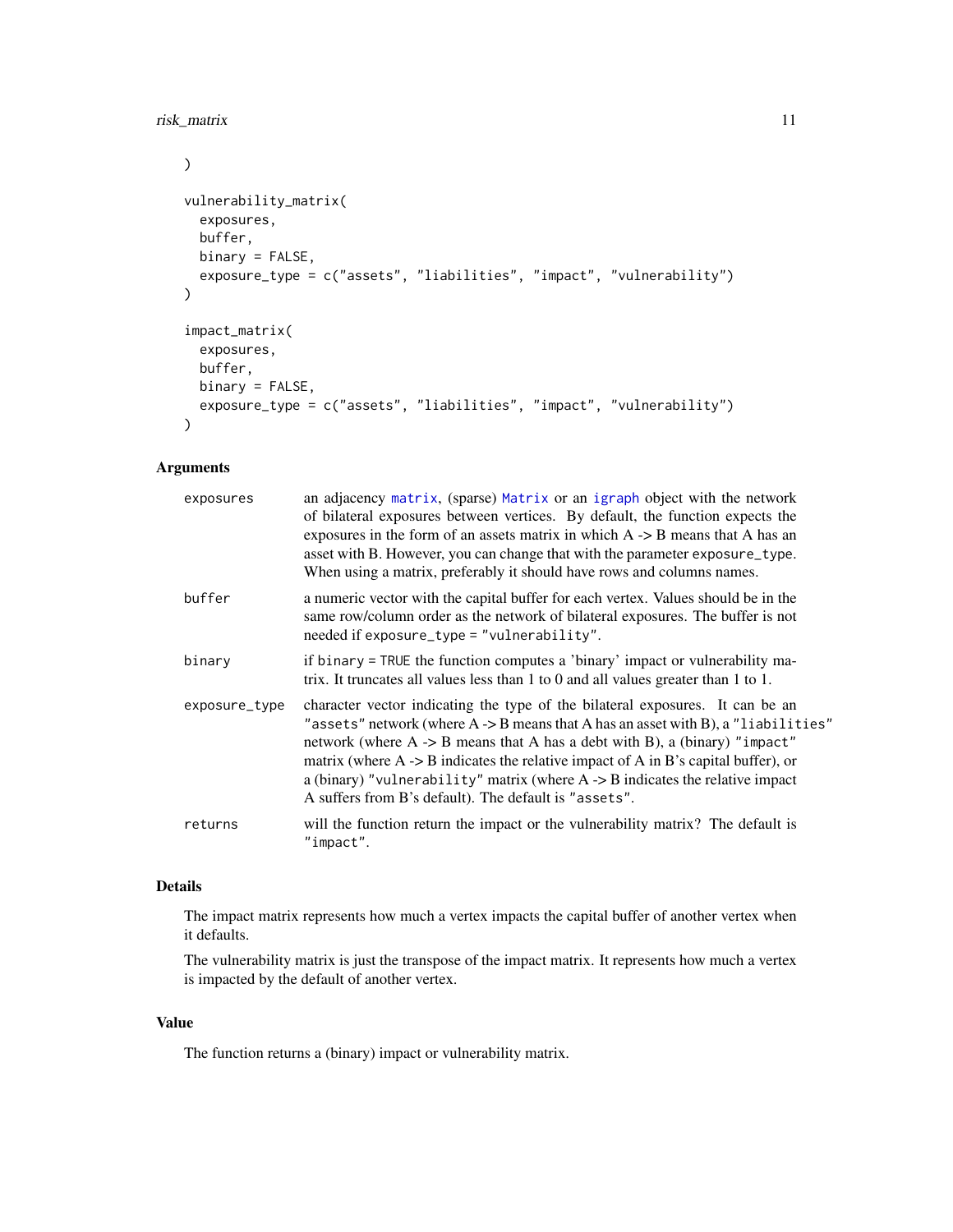```
)

vulnerability_matrix(
  exposures,
  buffer,
  binary = FALSE,
  exposure_type = c("assets", "liabilities", "impact", "vulnerability")
)

impact_matrix(
  exposures,
  buffer,
  binary = FALSE,
  exposure_type = c("assets", "liabilities", "impact", "vulnerability")
)
```

## Arguments

| | |
|---|---|
| `exposures` | an adjacency `matrix`, (sparse) `Matrix` or an `igraph` object with the network of bilateral exposures between vertices. By default, the function expects the exposures in the form of an assets matrix in which A -> B means that A has an asset with B. However, you can change that with the parameter `exposure_type`. When using a matrix, preferably it should have rows and columns names. |
| `buffer` | a numeric vector with the capital buffer for each vertex. Values should be in the same row/column order as the network of bilateral exposures. The buffer is not needed if `exposure_type = "vulnerability"`. |
| `binary` | if `binary = TRUE` the function computes a 'binary' impact or vulnerability matrix. It truncates all values less than 1 to 0 and all values greater than 1 to 1. |
| `exposure_type` | character vector indicating the type of the bilateral exposures. It can be an `"assets"` network (where A -> B means that A has an asset with B), a `"liabilities"` network (where A -> B means that A has a debt with B), a (binary) `"impact"` matrix (where A -> B indicates the relative impact of A in B's capital buffer), or a (binary) `"vulnerability"` matrix (where A -> B indicates the relative impact A suffers from B's default). The default is `"assets"`. |
| `returns` | will the function return the impact or the vulnerability matrix? The default is `"impact"`. |

## Details

The impact matrix represents how much a vertex impacts the capital buffer of another vertex when it defaults.

The vulnerability matrix is just the transpose of the impact matrix. It represents how much a vertex is impacted by the default of another vertex.

## Value

The function returns a (binary) impact or vulnerability matrix.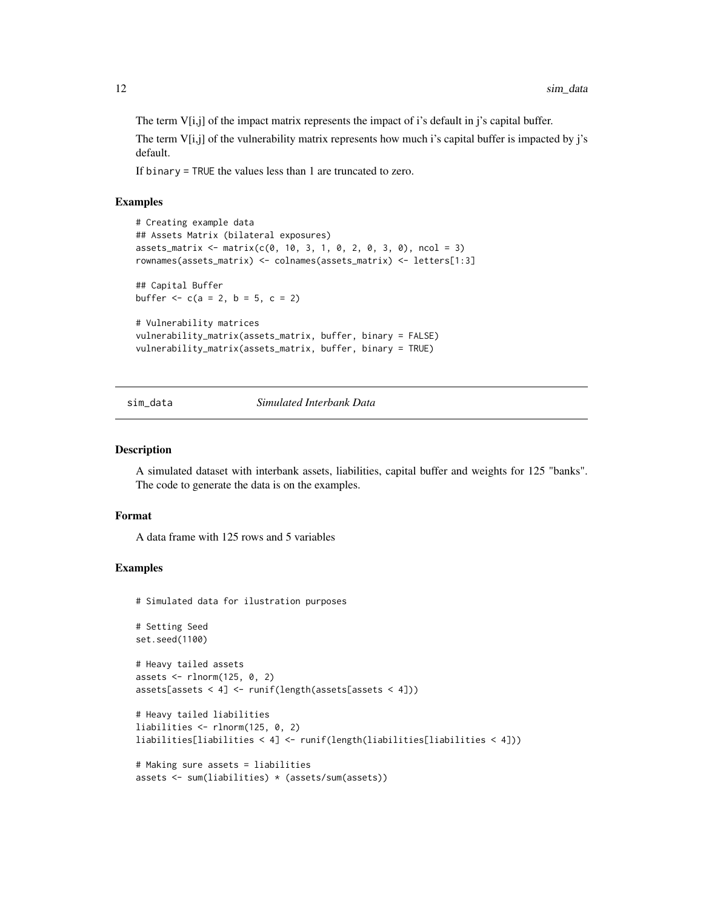The term V[i,j] of the impact matrix represents the impact of i's default in j's capital buffer.

The term V[i,j] of the vulnerability matrix represents how much i's capital buffer is impacted by j's default.

If `binary = TRUE` the values less than 1 are truncated to zero.

### Examples

```
# Creating example data
## Assets Matrix (bilateral exposures)
assets_matrix <- matrix(c(0, 10, 3, 1, 0, 2, 0, 3, 0), ncol = 3)
rownames(assets_matrix) <- colnames(assets_matrix) <- letters[1:3]

## Capital Buffer
buffer <- c(a = 2, b = 5, c = 2)

# Vulnerability matrices
vulnerability_matrix(assets_matrix, buffer, binary = FALSE)
vulnerability_matrix(assets_matrix, buffer, binary = TRUE)
```

---

## sim_data    *Simulated Interbank Data*

### Description

A simulated dataset with interbank assets, liabilities, capital buffer and weights for 125 "banks". The code to generate the data is on the examples.

### Format

A data frame with 125 rows and 5 variables

### Examples

```
# Simulated data for ilustration purposes

# Setting Seed
set.seed(1100)

# Heavy tailed assets
assets <- rlnorm(125, 0, 2)
assets[assets < 4] <- runif(length(assets[assets < 4]))

# Heavy tailed liabilities
liabilities <- rlnorm(125, 0, 2)
liabilities[liabilities < 4] <- runif(length(liabilities[liabilities < 4]))

# Making sure assets = liabilities
assets <- sum(liabilities) * (assets/sum(assets))
```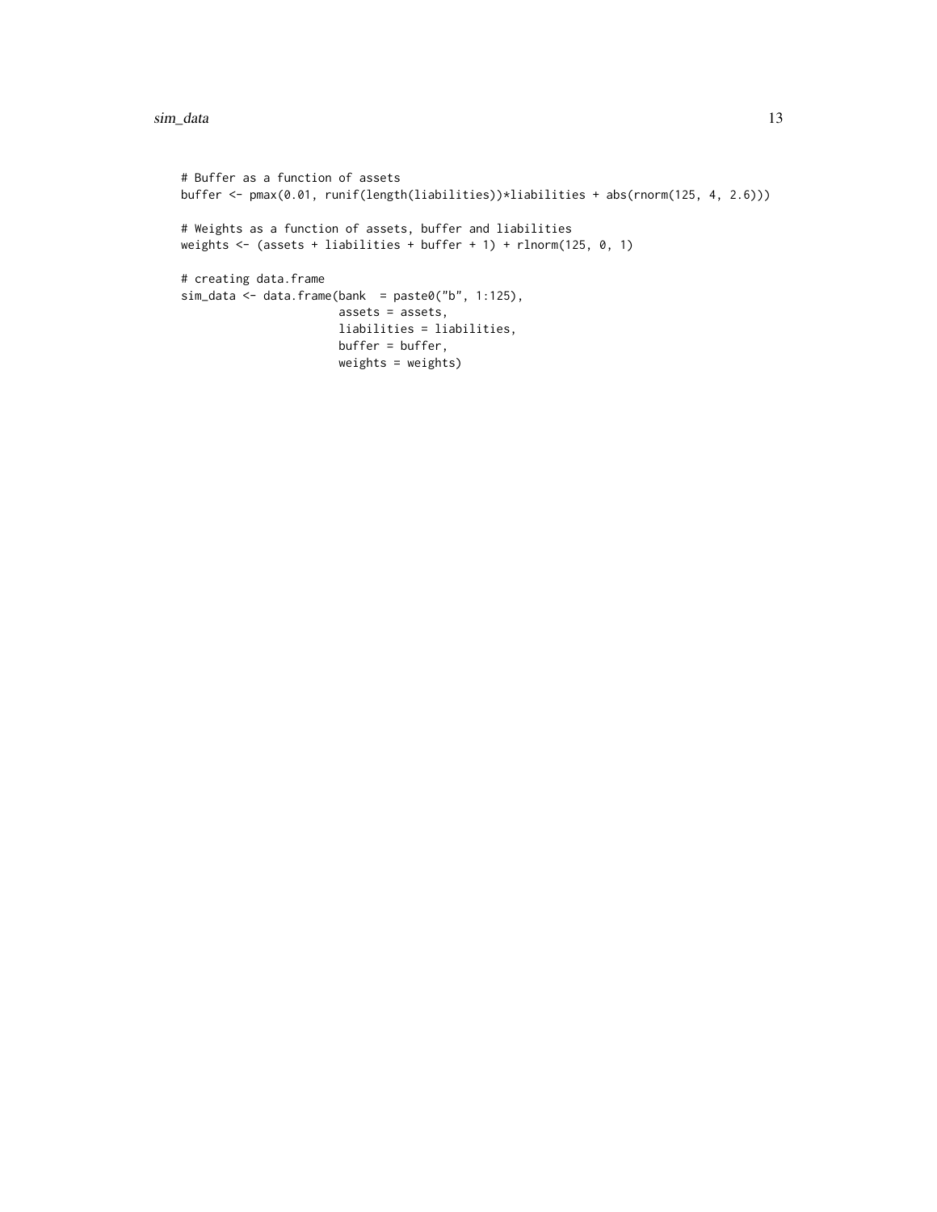```
# Buffer as a function of assets
buffer <- pmax(0.01, runif(length(liabilities))*liabilities + abs(rnorm(125, 4, 2.6)))

# Weights as a function of assets, buffer and liabilities
weights <- (assets + liabilities + buffer + 1) + rlnorm(125, 0, 1)

# creating data.frame
sim_data <- data.frame(bank  = paste0("b", 1:125),
                       assets = assets,
                       liabilities = liabilities,
                       buffer = buffer,
                       weights = weights)
```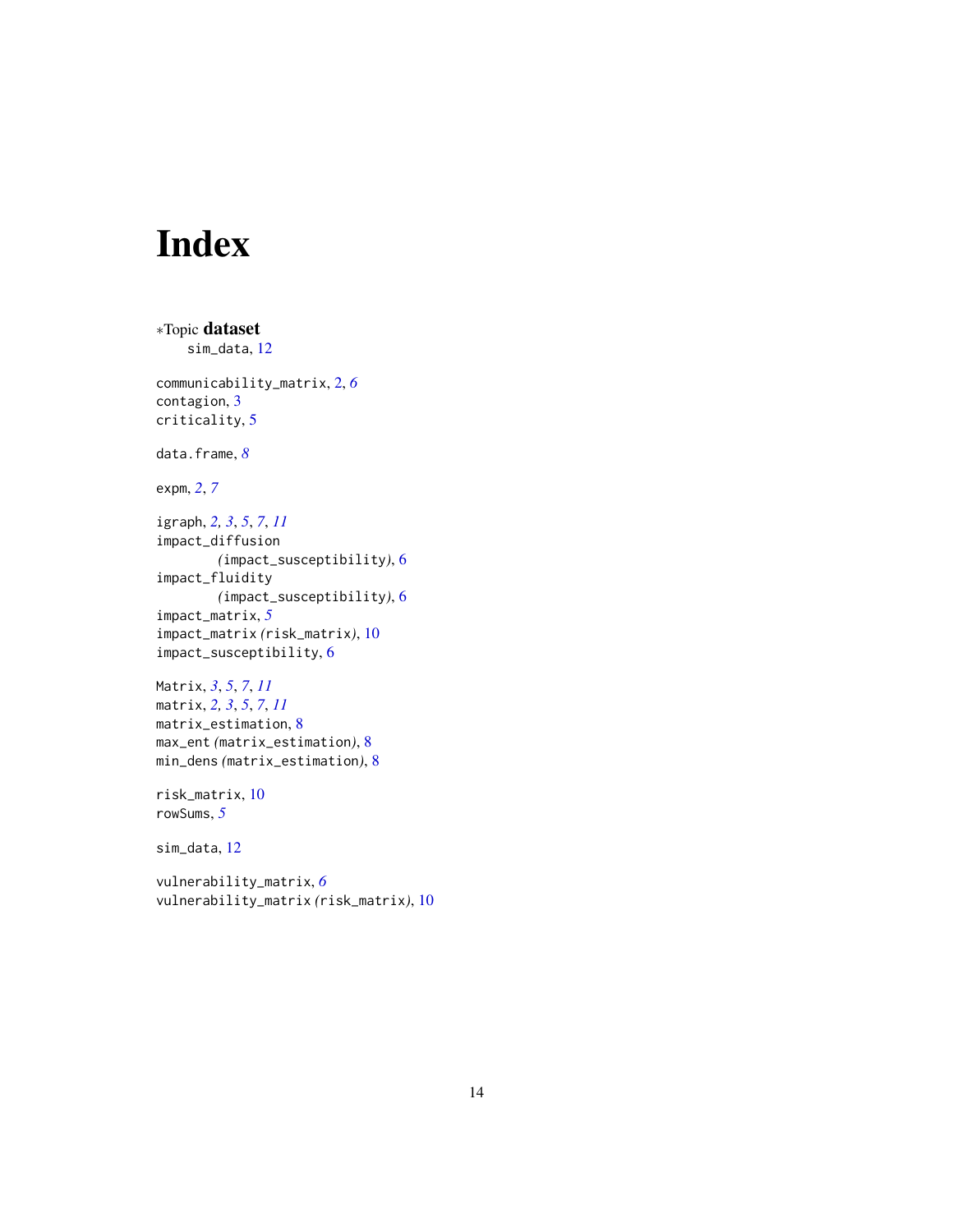# Index

*Topic **dataset**

sim_data, 12

communicability_matrix, 2, *6*
contagion, 3
criticality, 5

data.frame, *8*

expm, *2*, *7*

igraph, *2, 3*, *5*, *7*, *11*
impact_diffusion (impact_susceptibility), 6
impact_fluidity (impact_susceptibility), 6
impact_matrix, *5*
impact_matrix (risk_matrix), 10
impact_susceptibility, 6

Matrix, *3*, *5*, *7*, *11*
matrix, *2, 3*, *5*, *7*, *11*
matrix_estimation, 8
max_ent (matrix_estimation), 8
min_dens (matrix_estimation), 8

risk_matrix, 10
rowSums, *5*

sim_data, 12

vulnerability_matrix, *6*
vulnerability_matrix (risk_matrix), 10